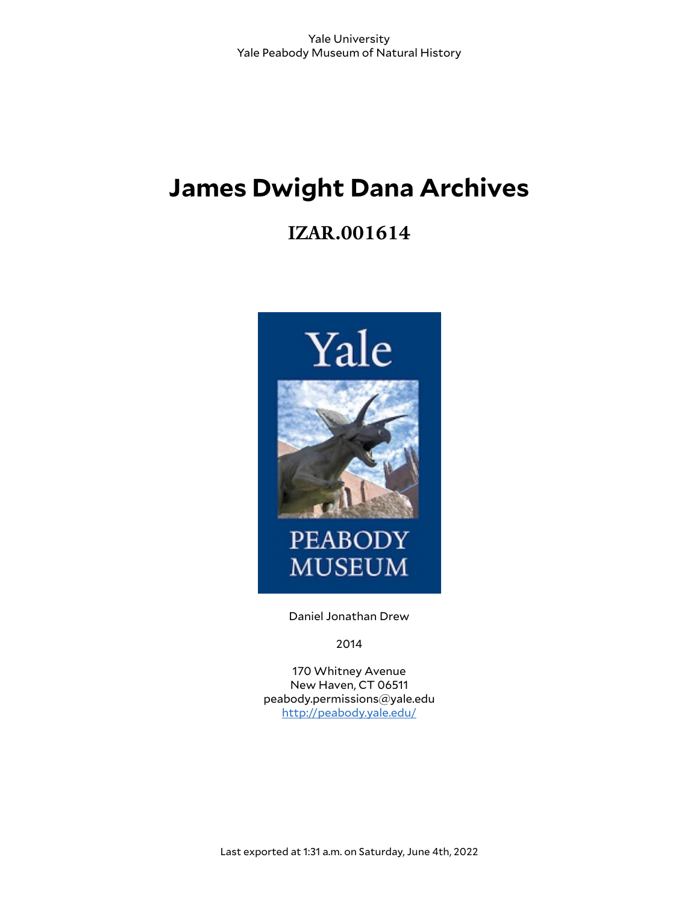Yale University
Yale Peabody Museum of Natural History

# James Dwight Dana Archives

## IZAR.001614

Daniel Jonathan Drew

2014

170 Whitney Avenue
New Haven, CT 06511
peabody.permissions@yale.edu
[http://peabody.yale.edu/](http://peabody.yale.edu/)

Last exported at 1:31 a.m. on Saturday, June 4th, 2022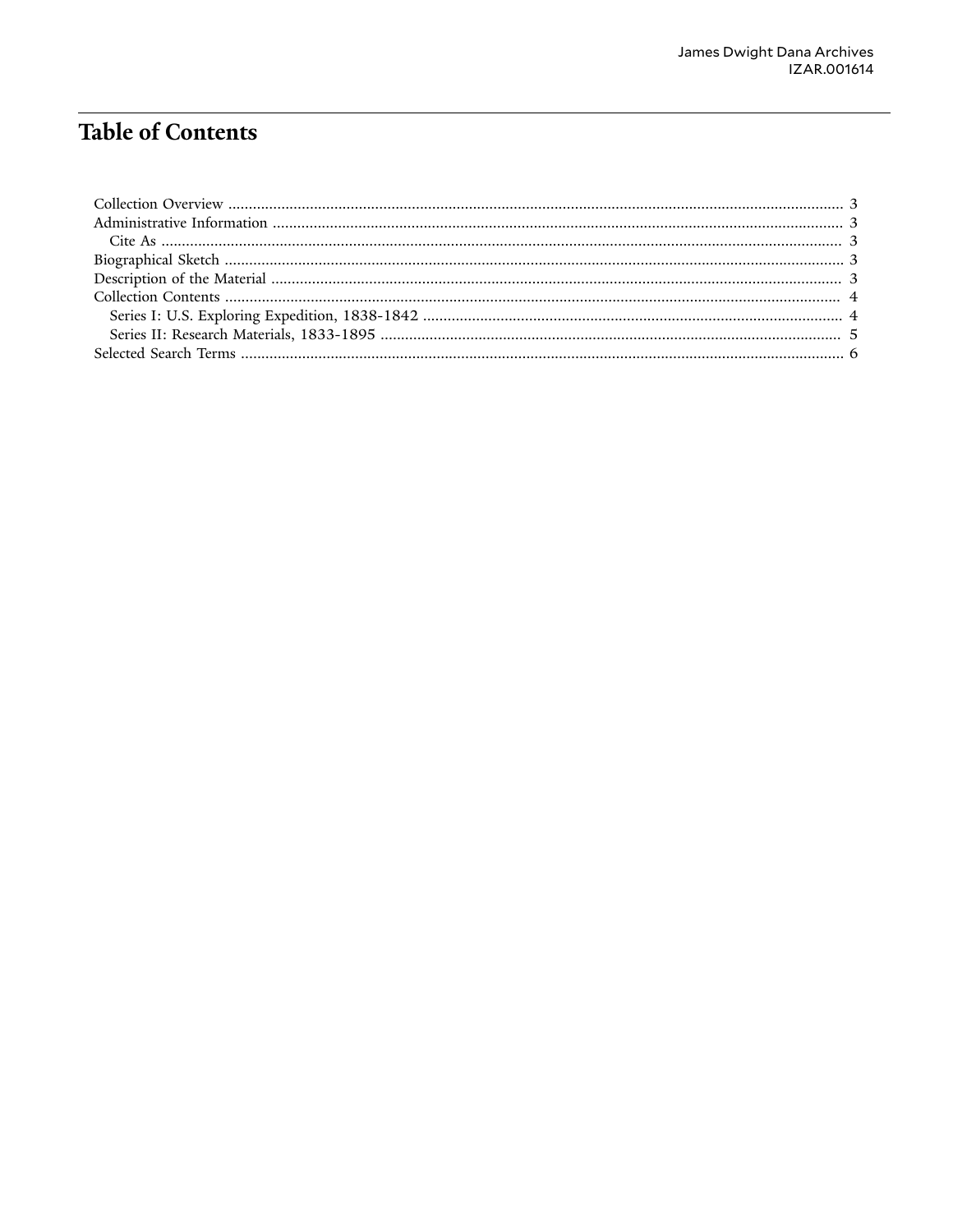# Table of Contents

- Collection Overview ..... 3
- Administrative Information ..... 3
  - Cite As ..... 3
- Biographical Sketch ..... 3
- Description of the Material ..... 3
- Collection Contents ..... 4
  - Series I: U.S. Exploring Expedition, 1838-1842 ..... 4
  - Series II: Research Materials, 1833-1895 ..... 5
- Selected Search Terms ..... 6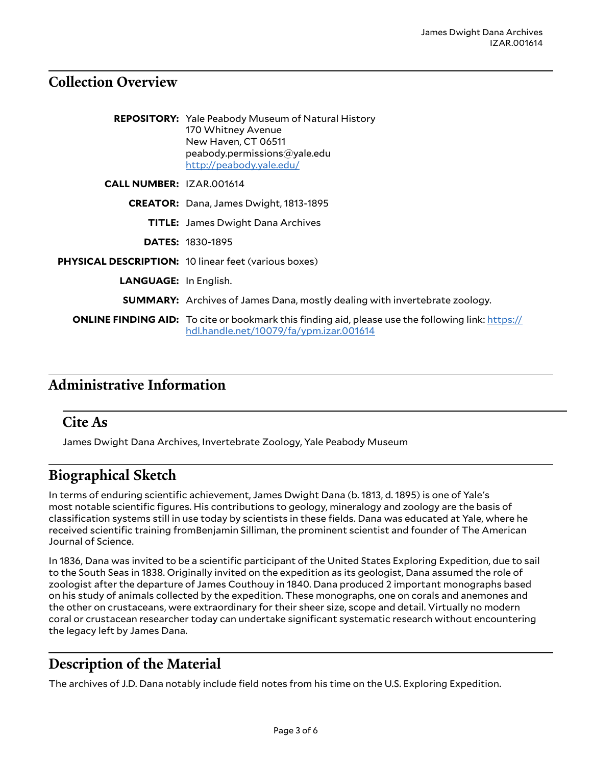## Collection Overview

**REPOSITORY:** Yale Peabody Museum of Natural History
170 Whitney Avenue
New Haven, CT 06511
peabody.permissions@yale.edu
http://peabody.yale.edu/

**CALL NUMBER:** IZAR.001614

**CREATOR:** Dana, James Dwight, 1813-1895

**TITLE:** James Dwight Dana Archives

**DATES:** 1830-1895

**PHYSICAL DESCRIPTION:** 10 linear feet (various boxes)

**LANGUAGE:** In English.

**SUMMARY:** Archives of James Dana, mostly dealing with invertebrate zoology.

**ONLINE FINDING AID:** To cite or bookmark this finding aid, please use the following link: https://hdl.handle.net/10079/fa/ypm.izar.001614

## Administrative Information

### Cite As

James Dwight Dana Archives, Invertebrate Zoology, Yale Peabody Museum

## Biographical Sketch

In terms of enduring scientific achievement, James Dwight Dana (b. 1813, d. 1895) is one of Yale's most notable scientific figures. His contributions to geology, mineralogy and zoology are the basis of classification systems still in use today by scientists in these fields. Dana was educated at Yale, where he received scientific training fromBenjamin Silliman, the prominent scientist and founder of The American Journal of Science.

In 1836, Dana was invited to be a scientific participant of the United States Exploring Expedition, due to sail to the South Seas in 1838. Originally invited on the expedition as its geologist, Dana assumed the role of zoologist after the departure of James Couthouy in 1840. Dana produced 2 important monographs based on his study of animals collected by the expedition. These monographs, one on corals and anemones and the other on crustaceans, were extraordinary for their sheer size, scope and detail. Virtually no modern coral or crustacean researcher today can undertake significant systematic research without encountering the legacy left by James Dana.

## Description of the Material

The archives of J.D. Dana notably include field notes from his time on the U.S. Exploring Expedition.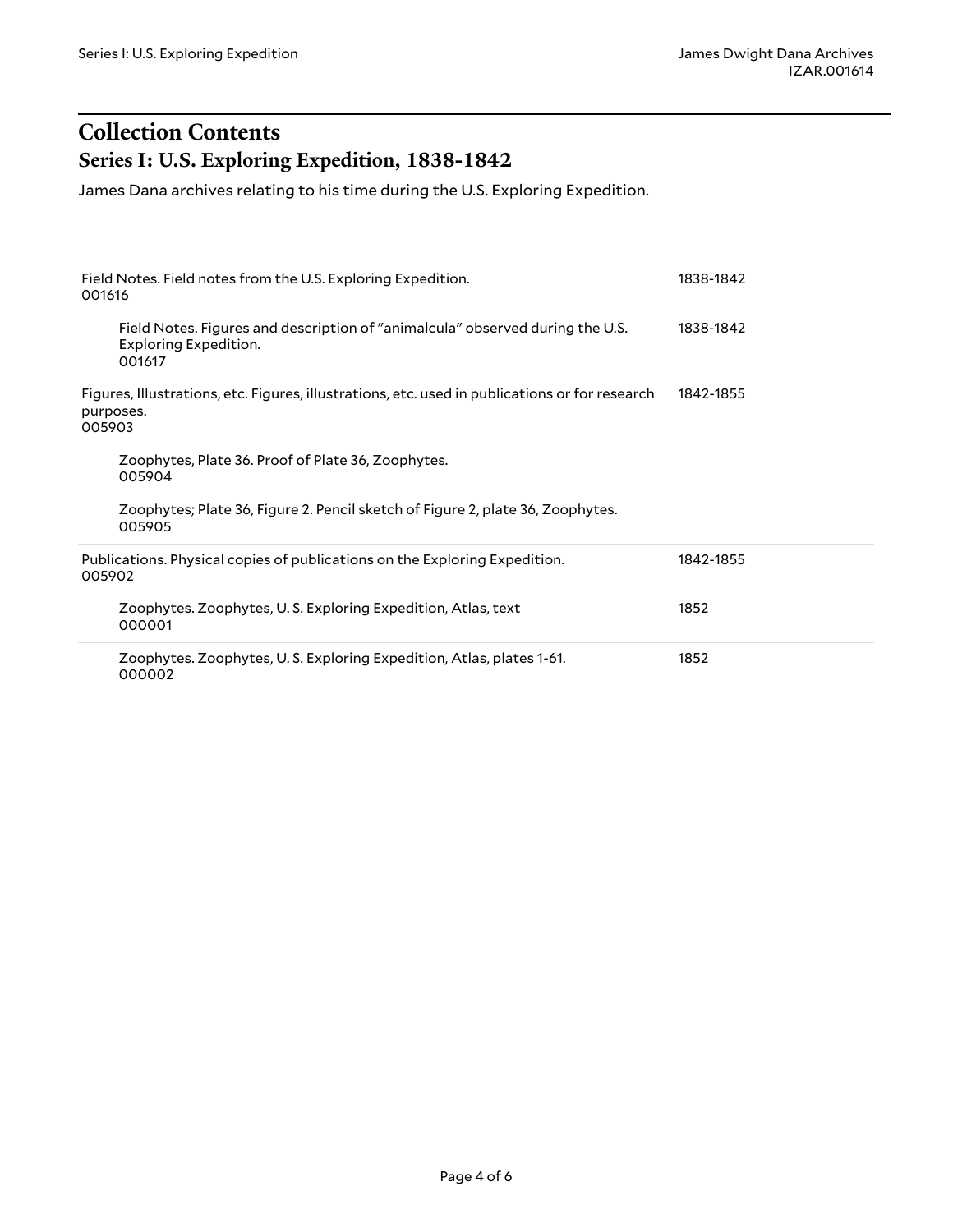# Collection Contents

## Series I: U.S. Exploring Expedition, 1838-1842

James Dana archives relating to his time during the U.S. Exploring Expedition.

| Description | Date |
| --- | --- |
| Field Notes. Field notes from the U.S. Exploring Expedition.<br>001616 | 1838-1842 |
| &nbsp;&nbsp;&nbsp;&nbsp;Field Notes. Figures and description of "animalcula" observed during the U.S. Exploring Expedition.<br>&nbsp;&nbsp;&nbsp;&nbsp;001617 | 1838-1842 |
| Figures, Illustrations, etc. Figures, illustrations, etc. used in publications or for research purposes.<br>005903 | 1842-1855 |
| &nbsp;&nbsp;&nbsp;&nbsp;Zoophytes, Plate 36. Proof of Plate 36, Zoophytes.<br>&nbsp;&nbsp;&nbsp;&nbsp;005904 | |
| &nbsp;&nbsp;&nbsp;&nbsp;Zoophytes; Plate 36, Figure 2. Pencil sketch of Figure 2, plate 36, Zoophytes.<br>&nbsp;&nbsp;&nbsp;&nbsp;005905 | |
| Publications. Physical copies of publications on the Exploring Expedition.<br>005902 | 1842-1855 |
| &nbsp;&nbsp;&nbsp;&nbsp;Zoophytes. Zoophytes, U. S. Exploring Expedition, Atlas, text<br>&nbsp;&nbsp;&nbsp;&nbsp;000001 | 1852 |
| &nbsp;&nbsp;&nbsp;&nbsp;Zoophytes. Zoophytes, U. S. Exploring Expedition, Atlas, plates 1-61.<br>&nbsp;&nbsp;&nbsp;&nbsp;000002 | 1852 |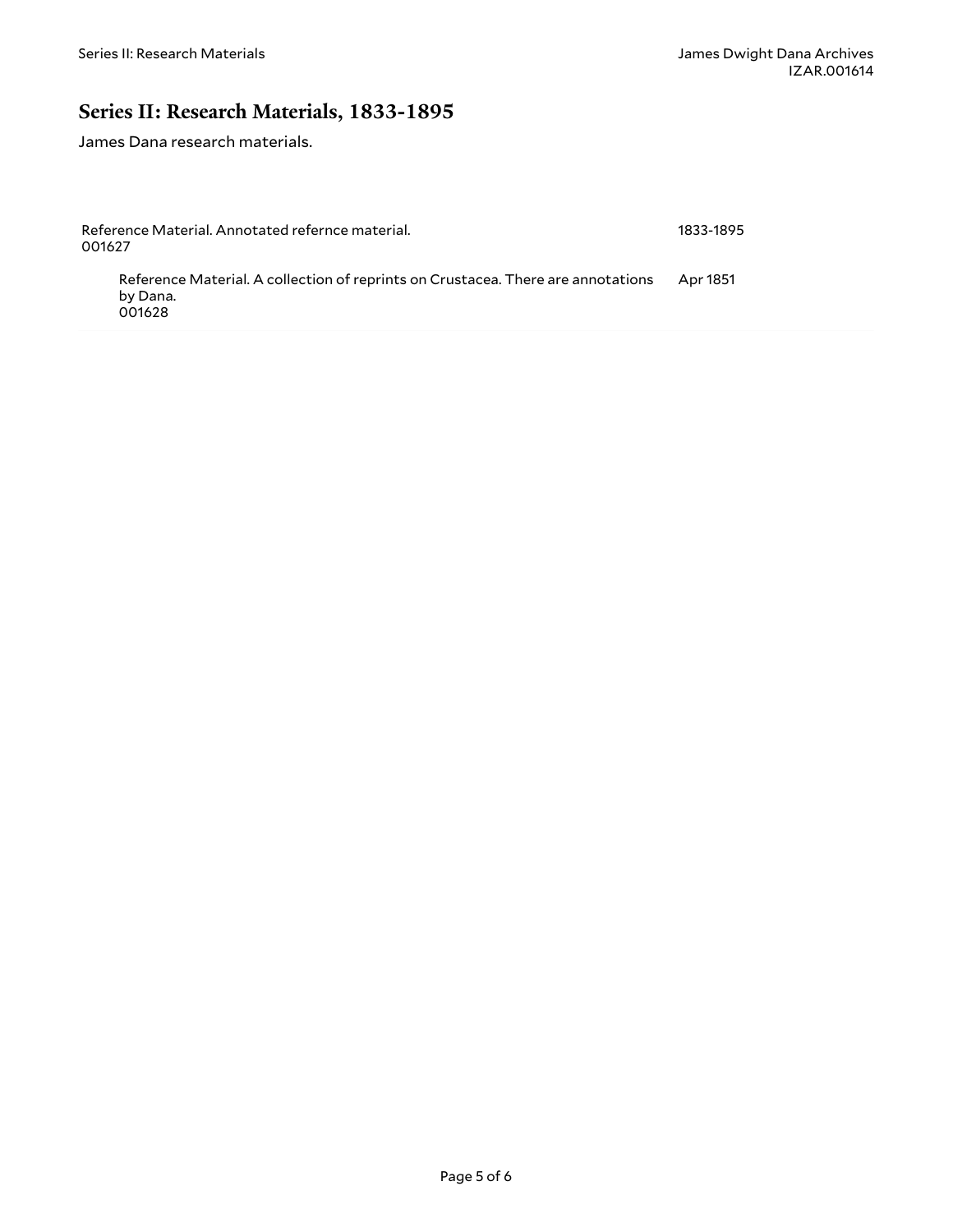## Series II: Research Materials, 1833-1895

James Dana research materials.

| | |
|---|---|
| Reference Material. Annotated refernce material.<br>001627 | 1833-1895 |
| Reference Material. A collection of reprints on Crustacea. There are annotations by Dana.<br>001628 | Apr 1851 |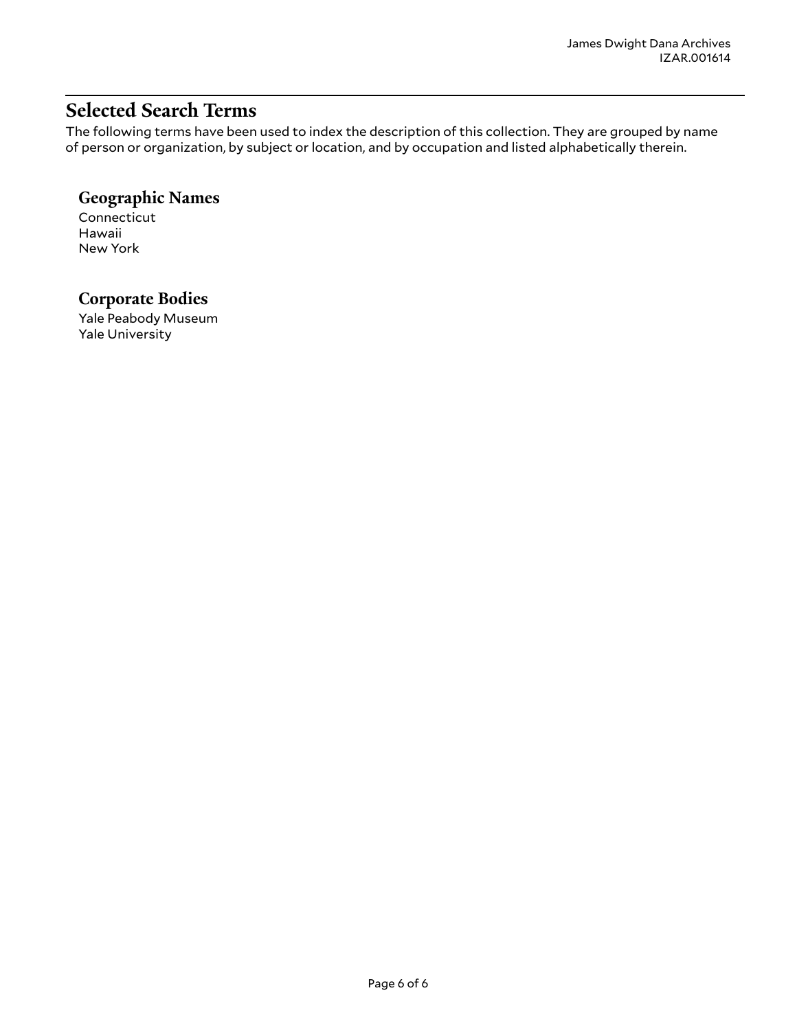## Selected Search Terms

The following terms have been used to index the description of this collection. They are grouped by name of person or organization, by subject or location, and by occupation and listed alphabetically therein.

### Geographic Names

Connecticut
Hawaii
New York

### Corporate Bodies

Yale Peabody Museum
Yale University